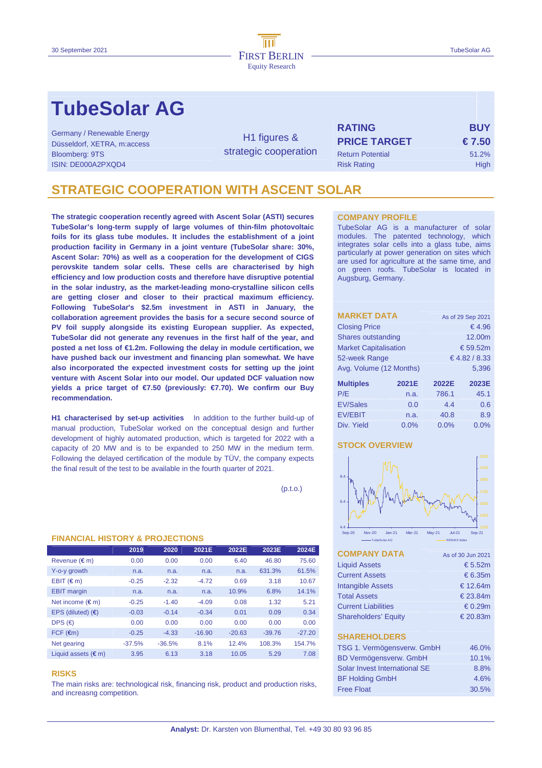# TubeSolar AG

Germany / Renewable Energy
Düsseldorf, XETRA, m:access
Bloomberg: 9TS
ISIN: DE000A2PXQD4

H1 figures & strategic cooperation

| RATING | BUY |
|---|---|
| PRICE TARGET | € 7.50 |
| Return Potential | 51.2% |
| Risk Rating | High |

## STRATEGIC COOPERATION WITH ASCENT SOLAR

**The strategic cooperation recently agreed with Ascent Solar (ASTI) secures TubeSolar's long-term supply of large volumes of thin-film photovoltaic foils for its glass tube modules. It includes the establishment of a joint production facility in Germany in a joint venture (TubeSolar share: 30%, Ascent Solar: 70%) as well as a cooperation for the development of CIGS perovskite tandem solar cells. These cells are characterised by high efficiency and low production costs and therefore have disruptive potential in the solar industry, as the market-leading mono-crystalline silicon cells are getting closer and closer to their practical maximum efficiency. Following TubeSolar's $2.5m investment in ASTI in January, the collaboration agreement provides the basis for a secure second source of PV foil supply alongside its existing European supplier. As expected, TubeSolar did not generate any revenues in the first half of the year, and posted a net loss of €1.2m. Following the delay in module certification, we have pushed back our investment and financing plan somewhat. We have also incorporated the expected investment costs for setting up the joint venture with Ascent Solar into our model. Our updated DCF valuation now yields a price target of €7.50 (previously: €7.70). We confirm our Buy recommendation.**

**H1 characterised by set-up activities** In addition to the further build-up of manual production, TubeSolar worked on the conceptual design and further development of highly automated production, which is targeted for 2022 with a capacity of 20 MW and is to be expanded to 250 MW in the medium term. Following the delayed certification of the module by TÜV, the company expects the final result of the test to be available in the fourth quarter of 2021.

(p.t.o.)

### FINANCIAL HISTORY & PROJECTIONS

| | 2019 | 2020 | 2021E | 2022E | 2023E | 2024E |
|---|---|---|---|---|---|---|
| Revenue (€ m) | 0.00 | 0.00 | 0.00 | 6.40 | 46.80 | 75.60 |
| Y-o-y growth | n.a. | n.a. | n.a. | n.a. | 631.3% | 61.5% |
| EBIT (€ m) | -0.25 | -2.32 | -4.72 | 0.69 | 3.18 | 10.67 |
| EBIT margin | n.a. | n.a. | n.a. | 10.9% | 6.8% | 14.1% |
| Net income (€ m) | -0.25 | -1.40 | -4.09 | 0.08 | 1.32 | 5.21 |
| EPS (diluted) (€) | -0.03 | -0.14 | -0.34 | 0.01 | 0.09 | 0.34 |
| DPS (€) | 0.00 | 0.00 | 0.00 | 0.00 | 0.00 | 0.00 |
| FCF (€m) | -0.25 | -4.33 | -16.90 | -20.63 | -39.76 | -27.20 |
| Net gearing | -37.5% | -36.5% | 8.1% | 12.4% | 108.3% | 154.7% |
| Liquid assets (€ m) | 3.95 | 6.13 | 3.18 | 10.05 | 5.29 | 7.08 |

### RISKS

The main risks are: technological risk, financing risk, product and production risks, and increasng competition.

### COMPANY PROFILE

TubeSolar AG is a manufacturer of solar modules. The patented technology, which integrates solar cells into a glass tube, aims particularly at power generation on sites which are used for agriculture at the same time, and on green roofs. TubeSolar is located in Augsburg, Germany.

### MARKET DATA

As of 29 Sep 2021

| | |
|---|---|
| Closing Price | € 4.96 |
| Shares outstanding | 12.00m |
| Market Capitalisation | € 59.52m |
| 52-week Range | € 4.82 / 8.33 |
| Avg. Volume (12 Months) | 5,396 |

| Multiples | 2021E | 2022E | 2023E |
|---|---|---|---|
| P/E | n.a. | 786.1 | 45.1 |
| EV/Sales | 0.0 | 4.4 | 0.6 |
| EV/EBIT | n.a. | 40.8 | 8.9 |
| Div. Yield | 0.0% | 0.0% | 0.0% |

### STOCK OVERVIEW

### COMPANY DATA

As of 30 Jun 2021

| | |
|---|---|
| Liquid Assets | € 5.52m |
| Current Assets | € 6.35m |
| Intangible Assets | € 12.64m |
| Total Assets | € 23.84m |
| Current Liabilities | € 0.29m |
| Shareholders' Equity | € 20.83m |

### SHAREHOLDERS

| | |
|---|---|
| TSG 1. Vermögensverw. GmbH | 46.0% |
| BD Vermögensverw. GmbH | 10.1% |
| Solar Invest International SE | 8.8% |
| BF Holding GmbH | 4.6% |
| Free Float | 30.5% |

**Analyst:** Dr. Karsten von Blumenthal, Tel. +49 30 80 93 96 85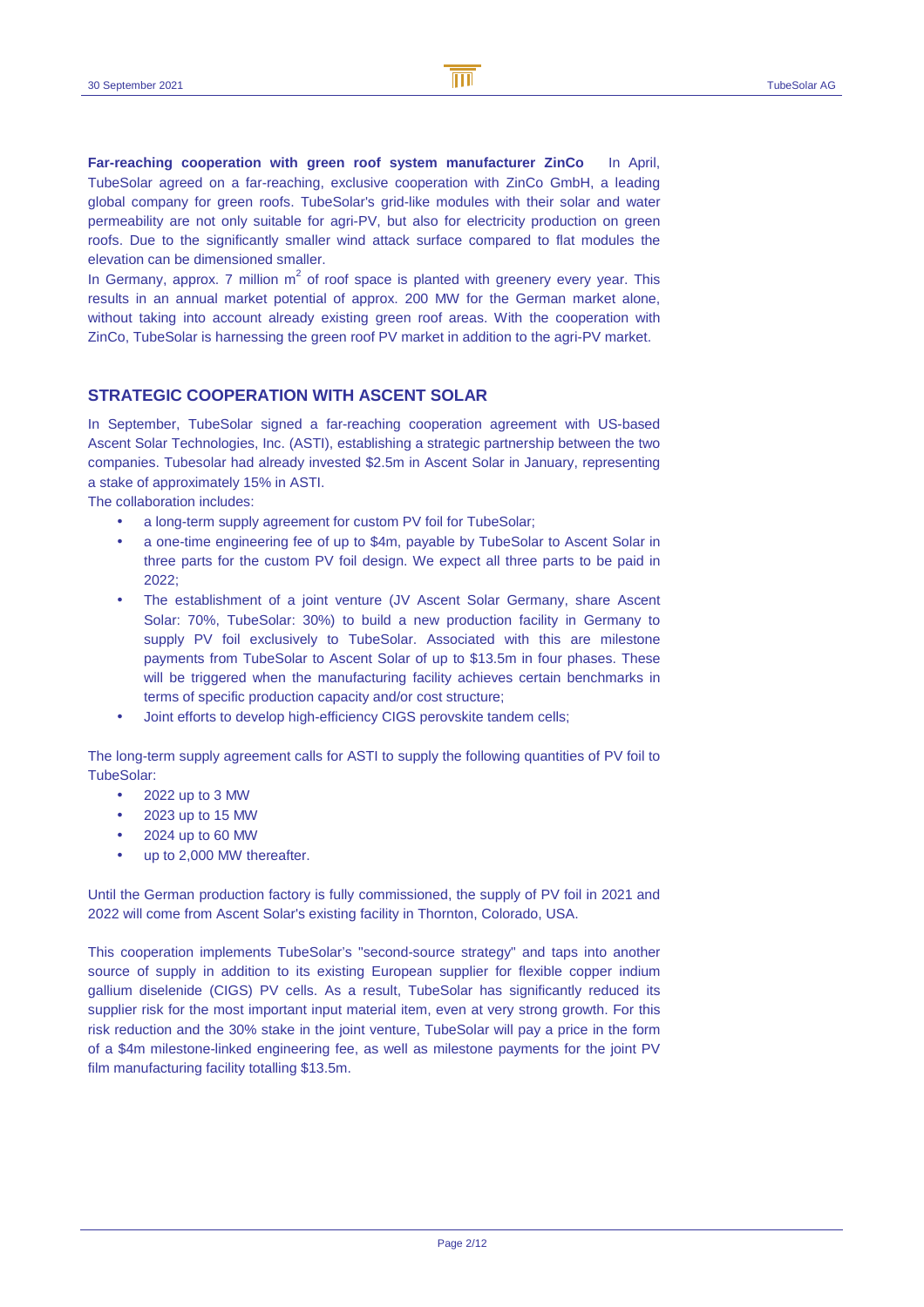**Far-reaching cooperation with green roof system manufacturer ZinCo** In April, TubeSolar agreed on a far-reaching, exclusive cooperation with ZinCo GmbH, a leading global company for green roofs. TubeSolar's grid-like modules with their solar and water permeability are not only suitable for agri-PV, but also for electricity production on green roofs. Due to the significantly smaller wind attack surface compared to flat modules the elevation can be dimensioned smaller.

In Germany, approx. 7 million $m^2$ of roof space is planted with greenery every year. This results in an annual market potential of approx. 200 MW for the German market alone, without taking into account already existing green roof areas. With the cooperation with ZinCo, TubeSolar is harnessing the green roof PV market in addition to the agri-PV market.

## STRATEGIC COOPERATION WITH ASCENT SOLAR

In September, TubeSolar signed a far-reaching cooperation agreement with US-based Ascent Solar Technologies, Inc. (ASTI), establishing a strategic partnership between the two companies. Tubesolar had already invested $2.5m in Ascent Solar in January, representing a stake of approximately 15% in ASTI.

The collaboration includes:

- a long-term supply agreement for custom PV foil for TubeSolar;
- a one-time engineering fee of up to $4m, payable by TubeSolar to Ascent Solar in three parts for the custom PV foil design. We expect all three parts to be paid in 2022;
- The establishment of a joint venture (JV Ascent Solar Germany, share Ascent Solar: 70%, TubeSolar: 30%) to build a new production facility in Germany to supply PV foil exclusively to TubeSolar. Associated with this are milestone payments from TubeSolar to Ascent Solar of up to $13.5m in four phases. These will be triggered when the manufacturing facility achieves certain benchmarks in terms of specific production capacity and/or cost structure;
- Joint efforts to develop high-efficiency CIGS perovskite tandem cells;

The long-term supply agreement calls for ASTI to supply the following quantities of PV foil to TubeSolar:

- 2022 up to 3 MW
- 2023 up to 15 MW
- 2024 up to 60 MW
- up to 2,000 MW thereafter.

Until the German production factory is fully commissioned, the supply of PV foil in 2021 and 2022 will come from Ascent Solar's existing facility in Thornton, Colorado, USA.

This cooperation implements TubeSolar's "second-source strategy" and taps into another source of supply in addition to its existing European supplier for flexible copper indium gallium diselenide (CIGS) PV cells. As a result, TubeSolar has significantly reduced its supplier risk for the most important input material item, even at very strong growth. For this risk reduction and the 30% stake in the joint venture, TubeSolar will pay a price in the form of a $4m milestone-linked engineering fee, as well as milestone payments for the joint PV film manufacturing facility totalling $13.5m.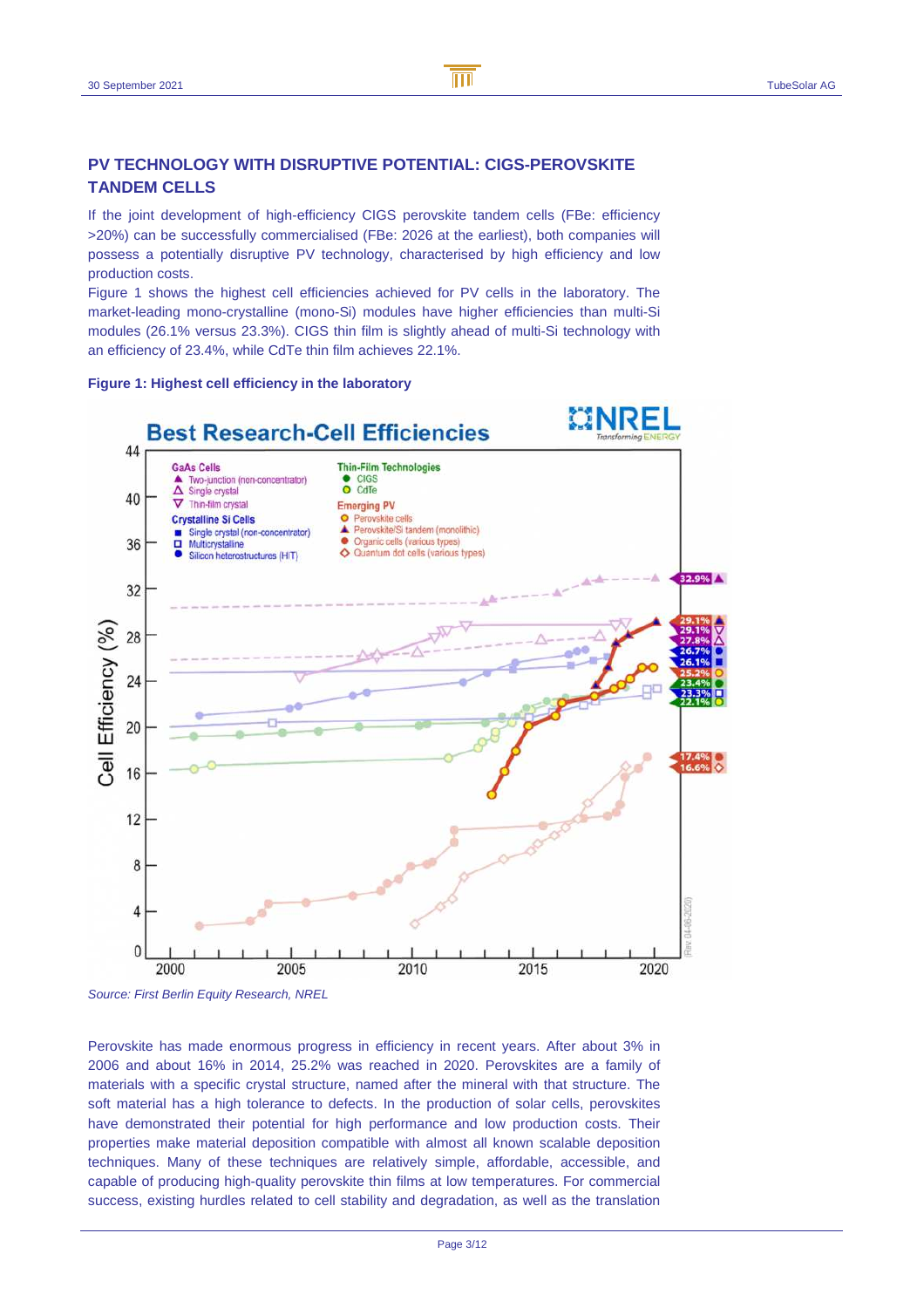## PV TECHNOLOGY WITH DISRUPTIVE POTENTIAL: CIGS-PEROVSKITE TANDEM CELLS

If the joint development of high-efficiency CIGS perovskite tandem cells (FBe: efficiency >20%) can be successfully commercialised (FBe: 2026 at the earliest), both companies will possess a potentially disruptive PV technology, characterised by high efficiency and low production costs.

Figure 1 shows the highest cell efficiencies achieved for PV cells in the laboratory. The market-leading mono-crystalline (mono-Si) modules have higher efficiencies than multi-Si modules (26.1% versus 23.3%). CIGS thin film is slightly ahead of multi-Si technology with an efficiency of 23.4%, while CdTe thin film achieves 22.1%.

**Figure 1: Highest cell efficiency in the laboratory**

*Source: First Berlin Equity Research, NREL*

Perovskite has made enormous progress in efficiency in recent years. After about 3% in 2006 and about 16% in 2014, 25.2% was reached in 2020. Perovskites are a family of materials with a specific crystal structure, named after the mineral with that structure. The soft material has a high tolerance to defects. In the production of solar cells, perovskites have demonstrated their potential for high performance and low production costs. Their properties make material deposition compatible with almost all known scalable deposition techniques. Many of these techniques are relatively simple, affordable, accessible, and capable of producing high-quality perovskite thin films at low temperatures. For commercial success, existing hurdles related to cell stability and degradation, as well as the translation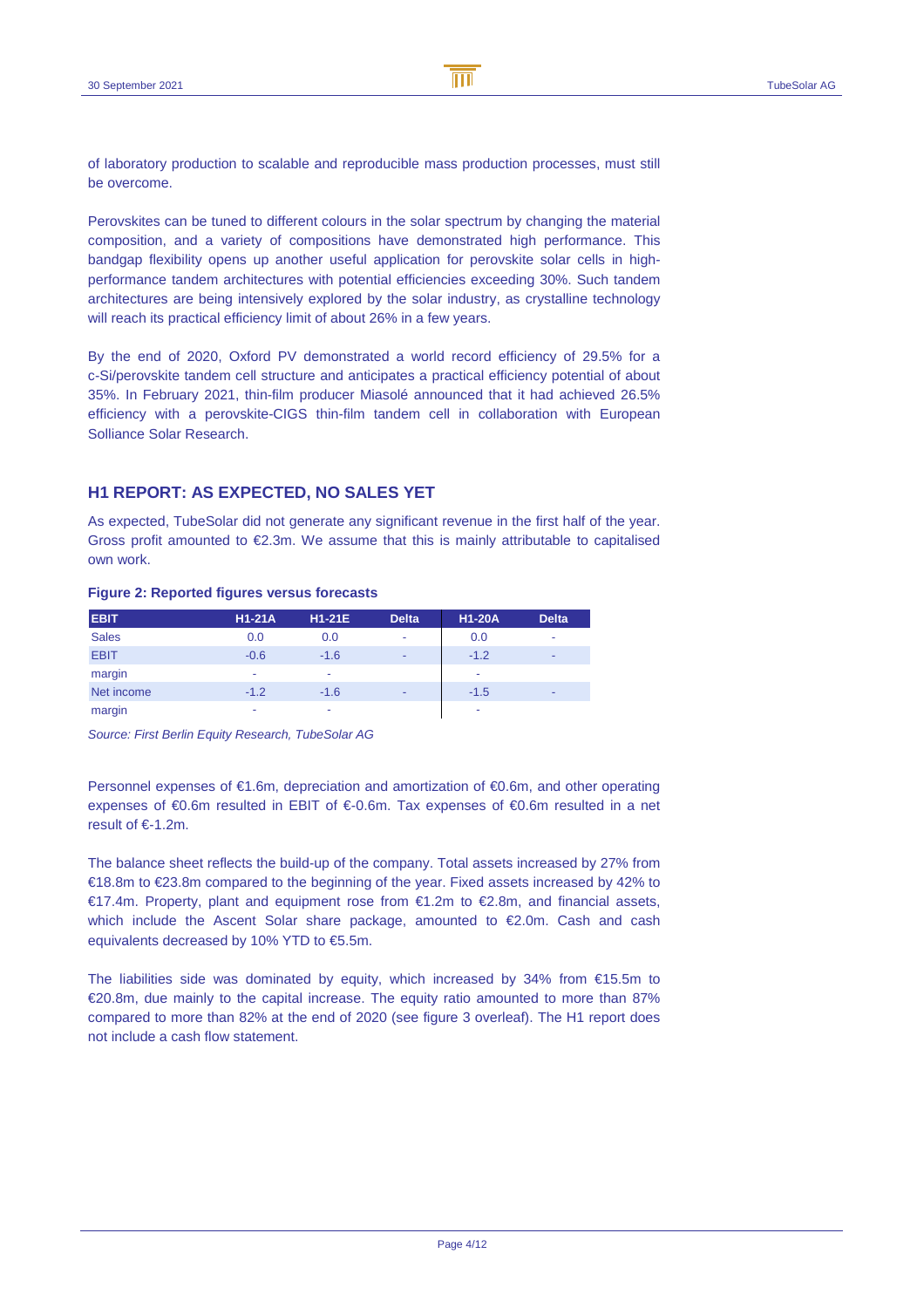of laboratory production to scalable and reproducible mass production processes, must still be overcome.

Perovskites can be tuned to different colours in the solar spectrum by changing the material composition, and a variety of compositions have demonstrated high performance. This bandgap flexibility opens up another useful application for perovskite solar cells in high-performance tandem architectures with potential efficiencies exceeding 30%. Such tandem architectures are being intensively explored by the solar industry, as crystalline technology will reach its practical efficiency limit of about 26% in a few years.

By the end of 2020, Oxford PV demonstrated a world record efficiency of 29.5% for a c-Si/perovskite tandem cell structure and anticipates a practical efficiency potential of about 35%. In February 2021, thin-film producer Miasolé announced that it had achieved 26.5% efficiency with a perovskite-CIGS thin-film tandem cell in collaboration with European Solliance Solar Research.

## H1 REPORT: AS EXPECTED, NO SALES YET

As expected, TubeSolar did not generate any significant revenue in the first half of the year. Gross profit amounted to €2.3m. We assume that this is mainly attributable to capitalised own work.

**Figure 2: Reported figures versus forecasts**

| EBIT | H1-21A | H1-21E | Delta | H1-20A | Delta |
|---|---|---|---|---|---|
| Sales | 0.0 | 0.0 | - | 0.0 | - |
| EBIT | -0.6 | -1.6 | - | -1.2 | - |
| margin | - | - | | - | |
| Net income | -1.2 | -1.6 | - | -1.5 | - |
| margin | - | - | | - | |

*Source: First Berlin Equity Research, TubeSolar AG*

Personnel expenses of €1.6m, depreciation and amortization of €0.6m, and other operating expenses of €0.6m resulted in EBIT of €-0.6m. Tax expenses of €0.6m resulted in a net result of €-1.2m.

The balance sheet reflects the build-up of the company. Total assets increased by 27% from €18.8m to €23.8m compared to the beginning of the year. Fixed assets increased by 42% to €17.4m. Property, plant and equipment rose from €1.2m to €2.8m, and financial assets, which include the Ascent Solar share package, amounted to €2.0m. Cash and cash equivalents decreased by 10% YTD to €5.5m.

The liabilities side was dominated by equity, which increased by 34% from €15.5m to €20.8m, due mainly to the capital increase. The equity ratio amounted to more than 87% compared to more than 82% at the end of 2020 (see figure 3 overleaf). The H1 report does not include a cash flow statement.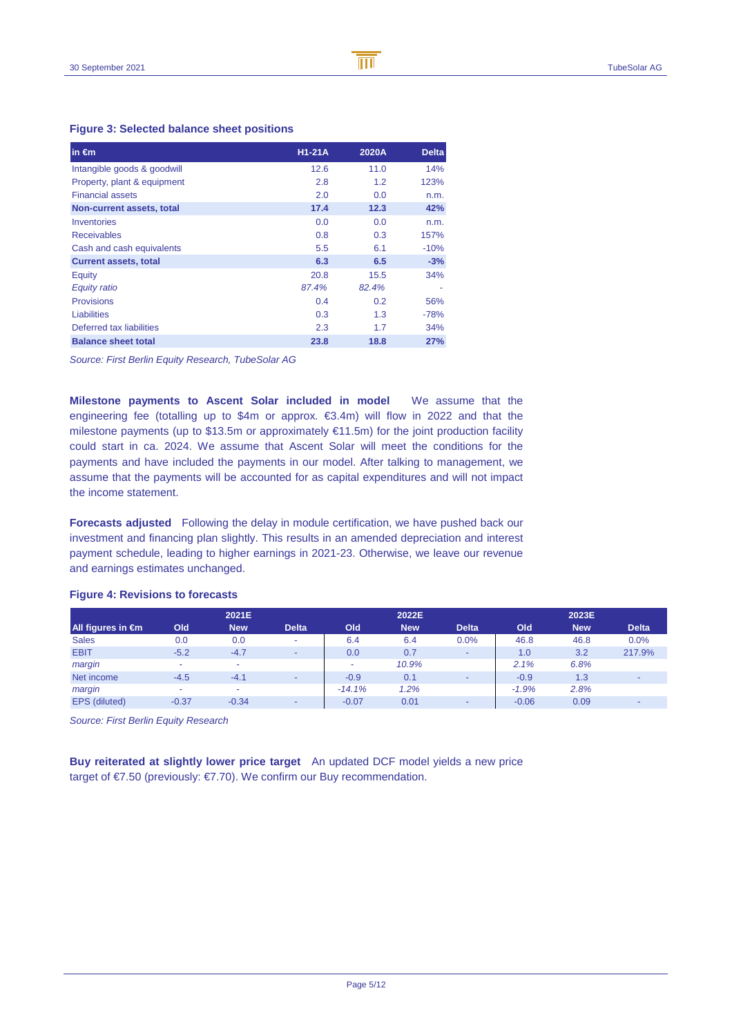**Figure 3: Selected balance sheet positions**

| in €m | H1-21A | 2020A | Delta |
|---|---|---|---|
| Intangible goods & goodwill | 12.6 | 11.0 | 14% |
| Property, plant & equipment | 2.8 | 1.2 | 123% |
| Financial assets | 2.0 | 0.0 | n.m. |
| **Non-current assets, total** | **17.4** | **12.3** | **42%** |
| Inventories | 0.0 | 0.0 | n.m. |
| Receivables | 0.8 | 0.3 | 157% |
| Cash and cash equivalents | 5.5 | 6.1 | -10% |
| **Current assets, total** | **6.3** | **6.5** | **-3%** |
| Equity | 20.8 | 15.5 | 34% |
| *Equity ratio* | *87.4%* | *82.4%* | - |
| Provisions | 0.4 | 0.2 | 56% |
| Liabilities | 0.3 | 1.3 | -78% |
| Deferred tax liabilities | 2.3 | 1.7 | 34% |
| **Balance sheet total** | **23.8** | **18.8** | **27%** |

*Source: First Berlin Equity Research, TubeSolar AG*

**Milestone payments to Ascent Solar included in model** We assume that the engineering fee (totalling up to $4m or approx. €3.4m) will flow in 2022 and that the milestone payments (up to $13.5m or approximately €11.5m) for the joint production facility could start in ca. 2024. We assume that Ascent Solar will meet the conditions for the payments and have included the payments in our model. After talking to management, we assume that the payments will be accounted for as capital expenditures and will not impact the income statement.

**Forecasts adjusted** Following the delay in module certification, we have pushed back our investment and financing plan slightly. This results in an amended depreciation and interest payment schedule, leading to higher earnings in 2021-23. Otherwise, we leave our revenue and earnings estimates unchanged.

**Figure 4: Revisions to forecasts**

| | 2021E | | | 2022E | | | 2023E | | |
|---|---|---|---|---|---|---|---|---|---|
| All figures in €m | Old | New | Delta | Old | New | Delta | Old | New | Delta |
| Sales | 0.0 | 0.0 | - | 6.4 | 6.4 | 0.0% | 46.8 | 46.8 | 0.0% |
| EBIT | -5.2 | -4.7 | - | 0.0 | 0.7 | - | 1.0 | 3.2 | 217.9% |
| *margin* | - | - | | - | *10.9%* | | *2.1%* | *6.8%* | |
| Net income | -4.5 | -4.1 | - | -0.9 | 0.1 | - | -0.9 | 1.3 | - |
| *margin* | - | - | | *-14.1%* | *1.2%* | | *-1.9%* | *2.8%* | |
| EPS (diluted) | -0.37 | -0.34 | - | -0.07 | 0.01 | - | -0.06 | 0.09 | - |

*Source: First Berlin Equity Research*

**Buy reiterated at slightly lower price target** An updated DCF model yields a new price target of €7.50 (previously: €7.70). We confirm our Buy recommendation.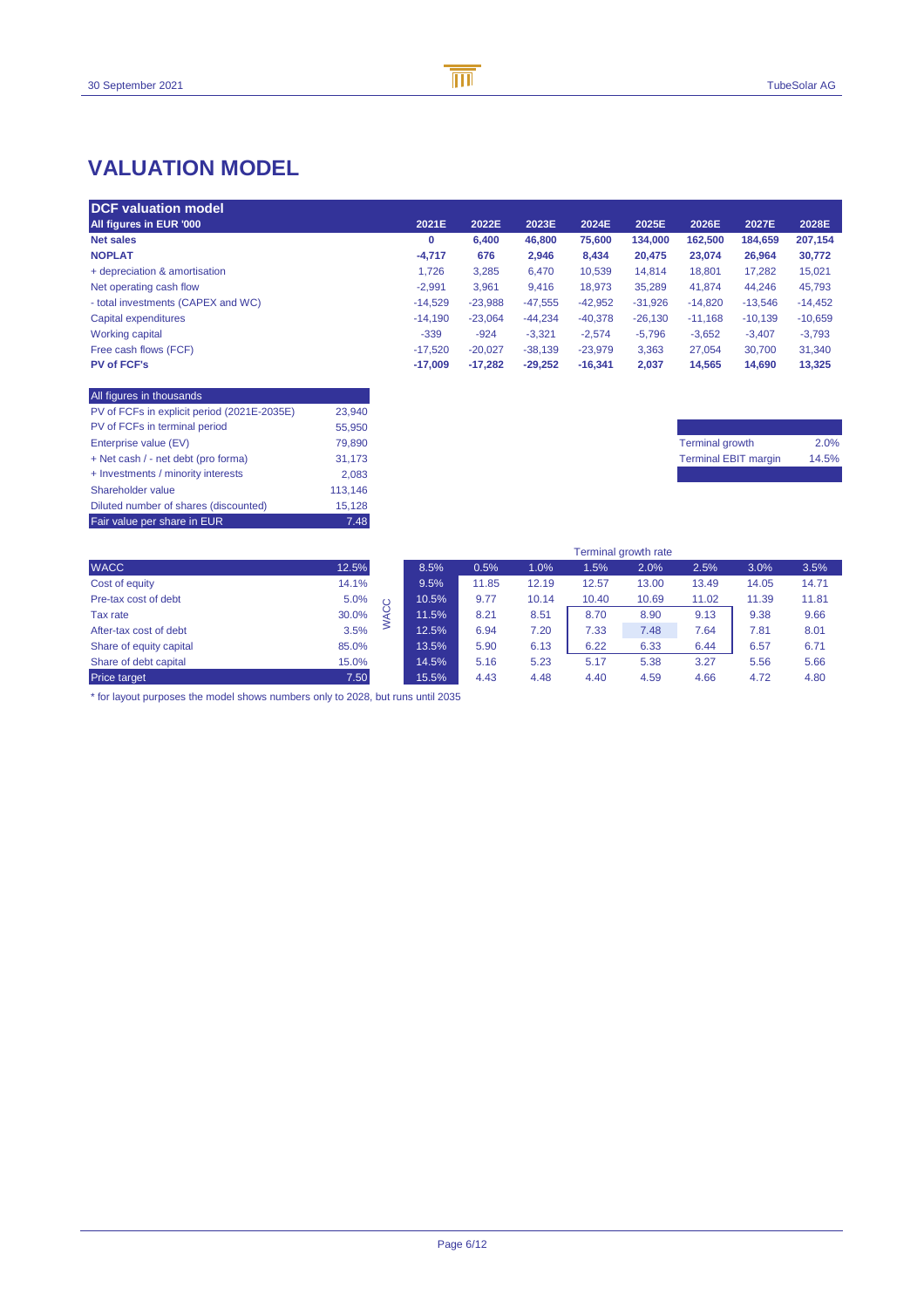# VALUATION MODEL

| DCF valuation model | | | | | | | | |
|---|---|---|---|---|---|---|---|---|
| **All figures in EUR '000** | **2021E** | **2022E** | **2023E** | **2024E** | **2025E** | **2026E** | **2027E** | **2028E** |
| **Net sales** | **0** | **6,400** | **46,800** | **75,600** | **134,000** | **162,500** | **184,659** | **207,154** |
| **NOPLAT** | **-4,717** | **676** | **2,946** | **8,434** | **20,475** | **23,074** | **26,964** | **30,772** |
| + depreciation & amortisation | 1,726 | 3,285 | 6,470 | 10,539 | 14,814 | 18,801 | 17,282 | 15,021 |
| Net operating cash flow | -2,991 | 3,961 | 9,416 | 18,973 | 35,289 | 41,874 | 44,246 | 45,793 |
| - total investments (CAPEX and WC) | -14,529 | -23,988 | -47,555 | -42,952 | -31,926 | -14,820 | -13,546 | -14,452 |
| Capital expenditures | -14,190 | -23,064 | -44,234 | -40,378 | -26,130 | -11,168 | -10,139 | -10,659 |
| Working capital | -339 | -924 | -3,321 | -2,574 | -5,796 | -3,652 | -3,407 | -3,793 |
| Free cash flows (FCF) | -17,520 | -20,027 | -38,139 | -23,979 | 3,363 | 27,054 | 30,700 | 31,340 |
| **PV of FCF's** | **-17,009** | **-17,282** | **-29,252** | **-16,341** | **2,037** | **14,565** | **14,690** | **13,325** |

| All figures in thousands | |
|---|---|
| PV of FCFs in explicit period (2021E-2035E) | 23,940 |
| PV of FCFs in terminal period | 55,950 |
| Enterprise value (EV) | 79,890 |
| + Net cash / - net debt (pro forma) | 31,173 |
| + Investments / minority interests | 2,083 |
| Shareholder value | 113,146 |
| Diluted number of shares (discounted) | 15,128 |
| Fair value per share in EUR | 7.48 |

| | |
|---|---|
| Terminal growth | 2.0% |
| Terminal EBIT margin | 14.5% |

| WACC | 12.5% |
|---|---|
| Cost of equity | 14.1% |
| Pre-tax cost of debt | 5.0% |
| Tax rate | 30.0% |
| After-tax cost of debt | 3.5% |
| Share of equity capital | 85.0% |
| Share of debt capital | 15.0% |
| Price target | 7.50 |

| | Terminal growth rate | | | | | | |
|---|---|---|---|---|---|---|---|
| WACC | 0.5% | 1.0% | 1.5% | 2.0% | 2.5% | 3.0% | 3.5% |
| 8.5% | 11.85 | 12.19 | 12.57 | 13.00 | 13.49 | 14.05 | 14.71 |
| 9.5% | 9.77 | 10.14 | 10.40 | 10.69 | 11.02 | 11.39 | 11.81 |
| 10.5% | 8.21 | 8.51 | 8.70 | 8.90 | 9.13 | 9.38 | 9.66 |
| 11.5% | 6.94 | 7.20 | 7.33 | 7.48 | 7.64 | 7.81 | 8.01 |
| 12.5% | 5.90 | 6.13 | 6.22 | 6.33 | 6.44 | 6.57 | 6.71 |
| 13.5% | 5.16 | 5.23 | 5.17 | 5.38 | 3.27 | 5.56 | 5.66 |
| 14.5% | 4.43 | 4.48 | 4.40 | 4.59 | 4.66 | 4.72 | 4.80 |

\* for layout purposes the model shows numbers only to 2028, but runs until 2035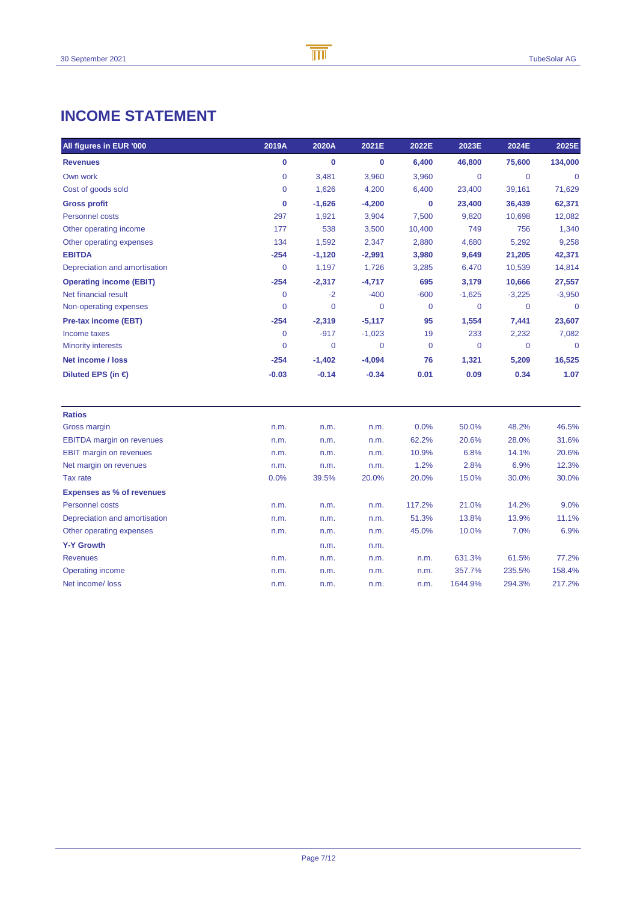# INCOME STATEMENT

| All figures in EUR '000 | 2019A | 2020A | 2021E | 2022E | 2023E | 2024E | 2025E |
|---|---|---|---|---|---|---|---|
| **Revenues** | **0** | **0** | **0** | **6,400** | **46,800** | **75,600** | **134,000** |
| Own work | 0 | 3,481 | 3,960 | 3,960 | 0 | 0 | 0 |
| Cost of goods sold | 0 | 1,626 | 4,200 | 6,400 | 23,400 | 39,161 | 71,629 |
| **Gross profit** | **0** | **-1,626** | **-4,200** | **0** | **23,400** | **36,439** | **62,371** |
| Personnel costs | 297 | 1,921 | 3,904 | 7,500 | 9,820 | 10,698 | 12,082 |
| Other operating income | 177 | 538 | 3,500 | 10,400 | 749 | 756 | 1,340 |
| Other operating expenses | 134 | 1,592 | 2,347 | 2,880 | 4,680 | 5,292 | 9,258 |
| **EBITDA** | **-254** | **-1,120** | **-2,991** | **3,980** | **9,649** | **21,205** | **42,371** |
| Depreciation and amortisation | 0 | 1,197 | 1,726 | 3,285 | 6,470 | 10,539 | 14,814 |
| **Operating income (EBIT)** | **-254** | **-2,317** | **-4,717** | **695** | **3,179** | **10,666** | **27,557** |
| Net financial result | 0 | -2 | -400 | -600 | -1,625 | -3,225 | -3,950 |
| Non-operating expenses | 0 | 0 | 0 | 0 | 0 | 0 | 0 |
| **Pre-tax income (EBT)** | **-254** | **-2,319** | **-5,117** | **95** | **1,554** | **7,441** | **23,607** |
| Income taxes | 0 | -917 | -1,023 | 19 | 233 | 2,232 | 7,082 |
| Minority interests | 0 | 0 | 0 | 0 | 0 | 0 | 0 |
| **Net income / loss** | **-254** | **-1,402** | **-4,094** | **76** | **1,321** | **5,209** | **16,525** |
| **Diluted EPS (in €)** | **-0.03** | **-0.14** | **-0.34** | **0.01** | **0.09** | **0.34** | **1.07** |

| **Ratios** | | | | | | | |
|---|---|---|---|---|---|---|---|
| Gross margin | n.m. | n.m. | n.m. | 0.0% | 50.0% | 48.2% | 46.5% |
| EBITDA margin on revenues | n.m. | n.m. | n.m. | 62.2% | 20.6% | 28.0% | 31.6% |
| EBIT margin on revenues | n.m. | n.m. | n.m. | 10.9% | 6.8% | 14.1% | 20.6% |
| Net margin on revenues | n.m. | n.m. | n.m. | 1.2% | 2.8% | 6.9% | 12.3% |
| Tax rate | 0.0% | 39.5% | 20.0% | 20.0% | 15.0% | 30.0% | 30.0% |
| **Expenses as % of revenues** | | | | | | | |
| Personnel costs | n.m. | n.m. | n.m. | 117.2% | 21.0% | 14.2% | 9.0% |
| Depreciation and amortisation | n.m. | n.m. | n.m. | 51.3% | 13.8% | 13.9% | 11.1% |
| Other operating expenses | n.m. | n.m. | n.m. | 45.0% | 10.0% | 7.0% | 6.9% |
| **Y-Y Growth** | | n.m. | n.m. | | | | |
| Revenues | n.m. | n.m. | n.m. | n.m. | 631.3% | 61.5% | 77.2% |
| Operating income | n.m. | n.m. | n.m. | n.m. | 357.7% | 235.5% | 158.4% |
| Net income/ loss | n.m. | n.m. | n.m. | n.m. | 1644.9% | 294.3% | 217.2% |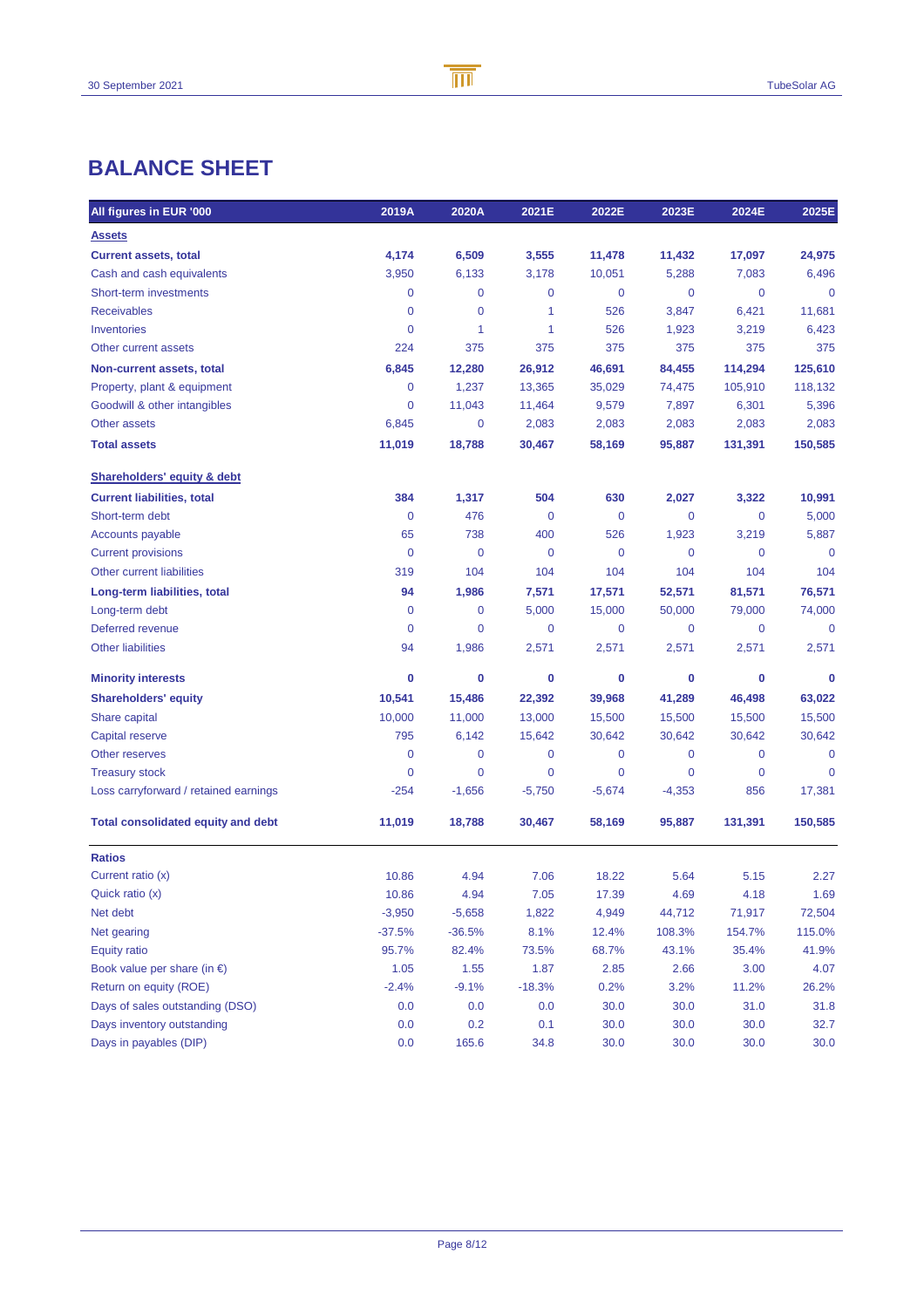# BALANCE SHEET

| All figures in EUR '000 | 2019A | 2020A | 2021E | 2022E | 2023E | 2024E | 2025E |
|---|---|---|---|---|---|---|---|
| **Assets** | | | | | | | |
| **Current assets, total** | **4,174** | **6,509** | **3,555** | **11,478** | **11,432** | **17,097** | **24,975** |
| Cash and cash equivalents | 3,950 | 6,133 | 3,178 | 10,051 | 5,288 | 7,083 | 6,496 |
| Short-term investments | 0 | 0 | 0 | 0 | 0 | 0 | 0 |
| Receivables | 0 | 0 | 1 | 526 | 3,847 | 6,421 | 11,681 |
| Inventories | 0 | 1 | 1 | 526 | 1,923 | 3,219 | 6,423 |
| Other current assets | 224 | 375 | 375 | 375 | 375 | 375 | 375 |
| **Non-current assets, total** | **6,845** | **12,280** | **26,912** | **46,691** | **84,455** | **114,294** | **125,610** |
| Property, plant & equipment | 0 | 1,237 | 13,365 | 35,029 | 74,475 | 105,910 | 118,132 |
| Goodwill & other intangibles | 0 | 11,043 | 11,464 | 9,579 | 7,897 | 6,301 | 5,396 |
| Other assets | 6,845 | 0 | 2,083 | 2,083 | 2,083 | 2,083 | 2,083 |
| **Total assets** | **11,019** | **18,788** | **30,467** | **58,169** | **95,887** | **131,391** | **150,585** |
| **Shareholders' equity & debt** | | | | | | | |
| **Current liabilities, total** | **384** | **1,317** | **504** | **630** | **2,027** | **3,322** | **10,991** |
| Short-term debt | 0 | 476 | 0 | 0 | 0 | 0 | 5,000 |
| Accounts payable | 65 | 738 | 400 | 526 | 1,923 | 3,219 | 5,887 |
| Current provisions | 0 | 0 | 0 | 0 | 0 | 0 | 0 |
| Other current liabilities | 319 | 104 | 104 | 104 | 104 | 104 | 104 |
| **Long-term liabilities, total** | **94** | **1,986** | **7,571** | **17,571** | **52,571** | **81,571** | **76,571** |
| Long-term debt | 0 | 0 | 5,000 | 15,000 | 50,000 | 79,000 | 74,000 |
| Deferred revenue | 0 | 0 | 0 | 0 | 0 | 0 | 0 |
| Other liabilities | 94 | 1,986 | 2,571 | 2,571 | 2,571 | 2,571 | 2,571 |
| **Minority interests** | **0** | **0** | **0** | **0** | **0** | **0** | **0** |
| **Shareholders' equity** | **10,541** | **15,486** | **22,392** | **39,968** | **41,289** | **46,498** | **63,022** |
| Share capital | 10,000 | 11,000 | 13,000 | 15,500 | 15,500 | 15,500 | 15,500 |
| Capital reserve | 795 | 6,142 | 15,642 | 30,642 | 30,642 | 30,642 | 30,642 |
| Other reserves | 0 | 0 | 0 | 0 | 0 | 0 | 0 |
| Treasury stock | 0 | 0 | 0 | 0 | 0 | 0 | 0 |
| Loss carryforward / retained earnings | -254 | -1,656 | -5,750 | -5,674 | -4,353 | 856 | 17,381 |
| **Total consolidated equity and debt** | **11,019** | **18,788** | **30,467** | **58,169** | **95,887** | **131,391** | **150,585** |
| **Ratios** | | | | | | | |
| Current ratio (x) | 10.86 | 4.94 | 7.06 | 18.22 | 5.64 | 5.15 | 2.27 |
| Quick ratio (x) | 10.86 | 4.94 | 7.05 | 17.39 | 4.69 | 4.18 | 1.69 |
| Net debt | -3,950 | -5,658 | 1,822 | 4,949 | 44,712 | 71,917 | 72,504 |
| Net gearing | -37.5% | -36.5% | 8.1% | 12.4% | 108.3% | 154.7% | 115.0% |
| Equity ratio | 95.7% | 82.4% | 73.5% | 68.7% | 43.1% | 35.4% | 41.9% |
| Book value per share (in €) | 1.05 | 1.55 | 1.87 | 2.85 | 2.66 | 3.00 | 4.07 |
| Return on equity (ROE) | -2.4% | -9.1% | -18.3% | 0.2% | 3.2% | 11.2% | 26.2% |
| Days of sales outstanding (DSO) | 0.0 | 0.0 | 0.0 | 30.0 | 30.0 | 31.0 | 31.8 |
| Days inventory outstanding | 0.0 | 0.2 | 0.1 | 30.0 | 30.0 | 30.0 | 32.7 |
| Days in payables (DIP) | 0.0 | 165.6 | 34.8 | 30.0 | 30.0 | 30.0 | 30.0 |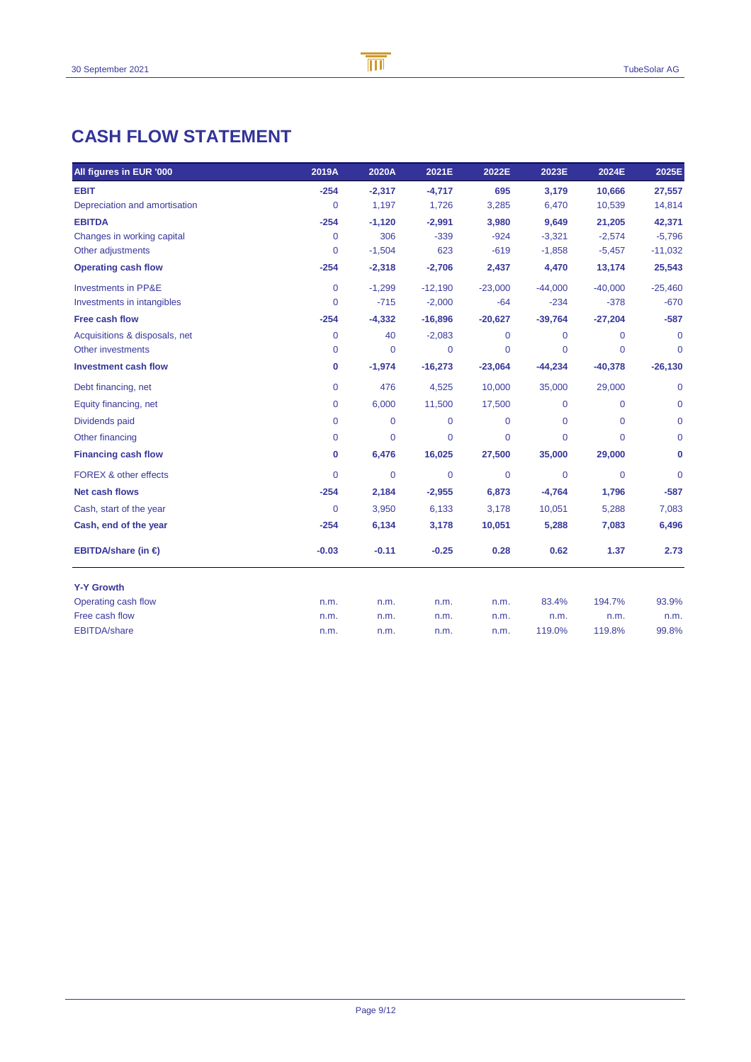# CASH FLOW STATEMENT

| All figures in EUR '000 | 2019A | 2020A | 2021E | 2022E | 2023E | 2024E | 2025E |
|---|---|---|---|---|---|---|---|
| **EBIT** | **-254** | **-2,317** | **-4,717** | **695** | **3,179** | **10,666** | **27,557** |
| Depreciation and amortisation | 0 | 1,197 | 1,726 | 3,285 | 6,470 | 10,539 | 14,814 |
| **EBITDA** | **-254** | **-1,120** | **-2,991** | **3,980** | **9,649** | **21,205** | **42,371** |
| Changes in working capital | 0 | 306 | -339 | -924 | -3,321 | -2,574 | -5,796 |
| Other adjustments | 0 | -1,504 | 623 | -619 | -1,858 | -5,457 | -11,032 |
| **Operating cash flow** | **-254** | **-2,318** | **-2,706** | **2,437** | **4,470** | **13,174** | **25,543** |
| Investments in PP&E | 0 | -1,299 | -12,190 | -23,000 | -44,000 | -40,000 | -25,460 |
| Investments in intangibles | 0 | -715 | -2,000 | -64 | -234 | -378 | -670 |
| **Free cash flow** | **-254** | **-4,332** | **-16,896** | **-20,627** | **-39,764** | **-27,204** | **-587** |
| Acquisitions & disposals, net | 0 | 40 | -2,083 | 0 | 0 | 0 | 0 |
| Other investments | 0 | 0 | 0 | 0 | 0 | 0 | 0 |
| **Investment cash flow** | **0** | **-1,974** | **-16,273** | **-23,064** | **-44,234** | **-40,378** | **-26,130** |
| Debt financing, net | 0 | 476 | 4,525 | 10,000 | 35,000 | 29,000 | 0 |
| Equity financing, net | 0 | 6,000 | 11,500 | 17,500 | 0 | 0 | 0 |
| Dividends paid | 0 | 0 | 0 | 0 | 0 | 0 | 0 |
| Other financing | 0 | 0 | 0 | 0 | 0 | 0 | 0 |
| **Financing cash flow** | **0** | **6,476** | **16,025** | **27,500** | **35,000** | **29,000** | **0** |
| FOREX & other effects | 0 | 0 | 0 | 0 | 0 | 0 | 0 |
| **Net cash flows** | **-254** | **2,184** | **-2,955** | **6,873** | **-4,764** | **1,796** | **-587** |
| Cash, start of the year | 0 | 3,950 | 6,133 | 3,178 | 10,051 | 5,288 | 7,083 |
| **Cash, end of the year** | **-254** | **6,134** | **3,178** | **10,051** | **5,288** | **7,083** | **6,496** |
| **EBITDA/share (in €)** | **-0.03** | **-0.11** | **-0.25** | **0.28** | **0.62** | **1.37** | **2.73** |
| | | | | | | | |
| **Y-Y Growth** | | | | | | | |
| Operating cash flow | n.m. | n.m. | n.m. | n.m. | 83.4% | 194.7% | 93.9% |
| Free cash flow | n.m. | n.m. | n.m. | n.m. | n.m. | n.m. | n.m. |
| EBITDA/share | n.m. | n.m. | n.m. | n.m. | 119.0% | 119.8% | 99.8% |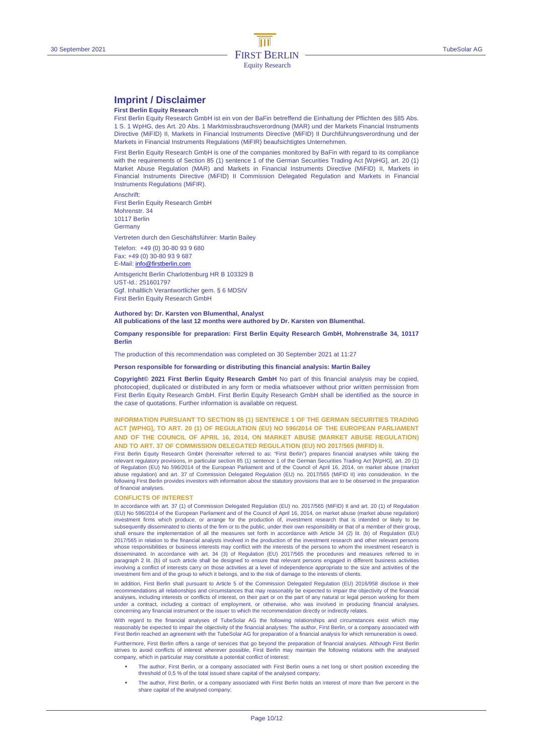# Imprint / Disclaimer

**First Berlin Equity Research**

First Berlin Equity Research GmbH ist ein von der BaFin betreffend die Einhaltung der Pflichten des §85 Abs. 1 S. 1 WpHG, des Art. 20 Abs. 1 Marktmissbrauchsverordnung (MAR) und der Markets Financial Instruments Directive (MiFID) II, Markets in Financial Instruments Directive (MiFID) II Durchführungsverordnung und der Markets in Financial Instruments Regulations (MiFIR) beaufsichtigtes Unternehmen.

First Berlin Equity Research GmbH is one of the companies monitored by BaFin with regard to its compliance with the requirements of Section 85 (1) sentence 1 of the German Securities Trading Act [WpHG], art. 20 (1) Market Abuse Regulation (MAR) and Markets in Financial Instruments Directive (MiFID) II, Markets in Financial Instruments Directive (MiFID) II Commission Delegated Regulation and Markets in Financial Instruments Regulations (MiFIR).

Anschrift:
First Berlin Equity Research GmbH
Mohrenstr. 34
10117 Berlin
Germany

Vertreten durch den Geschäftsführer: Martin Bailey

Telefon: +49 (0) 30-80 93 9 680
Fax: +49 (0) 30-80 93 9 687
E-Mail: info@firstberlin.com

Amtsgericht Berlin Charlottenburg HR B 103329 B
UST-Id.: 251601797
Ggf. Inhaltlich Verantwortlicher gem. § 6 MDStV
First Berlin Equity Research GmbH

**Authored by: Dr. Karsten von Blumenthal, Analyst**
**All publications of the last 12 months were authored by Dr. Karsten von Blumenthal.**

**Company responsible for preparation: First Berlin Equity Research GmbH, Mohrenstraße 34, 10117 Berlin**

The production of this recommendation was completed on 30 September 2021 at 11:27

**Person responsible for forwarding or distributing this financial analysis: Martin Bailey**

**Copyright© 2021 First Berlin Equity Research GmbH** No part of this financial analysis may be copied, photocopied, duplicated or distributed in any form or media whatsoever without prior written permission from First Berlin Equity Research GmbH. First Berlin Equity Research GmbH shall be identified as the source in the case of quotations. Further information is available on request.

## INFORMATION PURSUANT TO SECTION 85 (1) SENTENCE 1 OF THE GERMAN SECURITIES TRADING ACT [WPHG], TO ART. 20 (1) OF REGULATION (EU) NO 596/2014 OF THE EUROPEAN PARLIAMENT AND OF THE COUNCIL OF APRIL 16, 2014, ON MARKET ABUSE (MARKET ABUSE REGULATION) AND TO ART. 37 OF COMMISSION DELEGATED REGULATION (EU) NO 2017/565 (MIFID) II.

First Berlin Equity Research GmbH (hereinafter referred to as: "First Berlin") prepares financial analyses while taking the relevant regulatory provisions, in particular section 85 (1) sentence 1 of the German Securities Trading Act [WpHG], art. 20 (1) of Regulation (EU) No 596/2014 of the European Parliament and of the Council of April 16, 2014, on market abuse (market abuse regulation) and art. 37 of Commission Delegated Regulation (EU) no. 2017/565 (MiFID II) into consideration. In the following First Berlin provides investors with information about the statutory provisions that are to be observed in the preparation of financial analyses.

## CONFLICTS OF INTEREST

In accordance with art. 37 (1) of Commission Delegated Regulation (EU) no. 2017/565 (MiFID) II and art. 20 (1) of Regulation (EU) No 596/2014 of the European Parliament and of the Council of April 16, 2014, on market abuse (market abuse regulation) investment firms which produce, or arrange for the production of, investment research that is intended or likely to be subsequently disseminated to clients of the firm or to the public, under their own responsibility or that of a member of their group, shall ensure the implementation of all the measures set forth in accordance with Article 34 (2) lit. (b) of Regulation (EU) 2017/565 in relation to the financial analysts involved in the production of the investment research and other relevant persons whose responsibilities or business interests may conflict with the interests of the persons to whom the investment research is disseminated. In accordance with art. 34 (3) of Regulation (EU) 2017/565 the procedures and measures referred to in paragraph 2 lit. (b) of such article shall be designed to ensure that relevant persons engaged in different business activities involving a conflict of interests carry on those activities at a level of independence appropriate to the size and activities of the investment firm and of the group to which it belongs, and to the risk of damage to the interests of clients.

In addition, First Berlin shall pursuant to Article 5 of the Commission Delegated Regulation (EU) 2016/958 disclose in their recommendations all relationships and circumstances that may reasonably be expected to impair the objectivity of the financial analyses, including interests or conflicts of interest, on their part or on the part of any natural or legal person working for them under a contract, including a contract of employment, or otherwise, who was involved in producing financial analyses, concerning any financial instrument or the issuer to which the recommendation directly or indirectly relates.

With regard to the financial analyses of TubeSolar AG the following relationships and circumstances exist which may reasonably be expected to impair the objectivity of the financial analyses: The author, First Berlin, or a company associated with First Berlin reached an agreement with the TubeSolar AG for preparation of a financial analysis for which remuneration is owed.

Furthermore, First Berlin offers a range of services that go beyond the preparation of financial analyses. Although First Berlin strives to avoid conflicts of interest wherever possible, First Berlin may maintain the following relations with the analysed company, which in particular may constitute a potential conflict of interest:

- The author, First Berlin, or a company associated with First Berlin owns a net long or short position exceeding the threshold of 0,5 % of the total issued share capital of the analysed company;
- The author, First Berlin, or a company associated with First Berlin holds an interest of more than five percent in the share capital of the analysed company;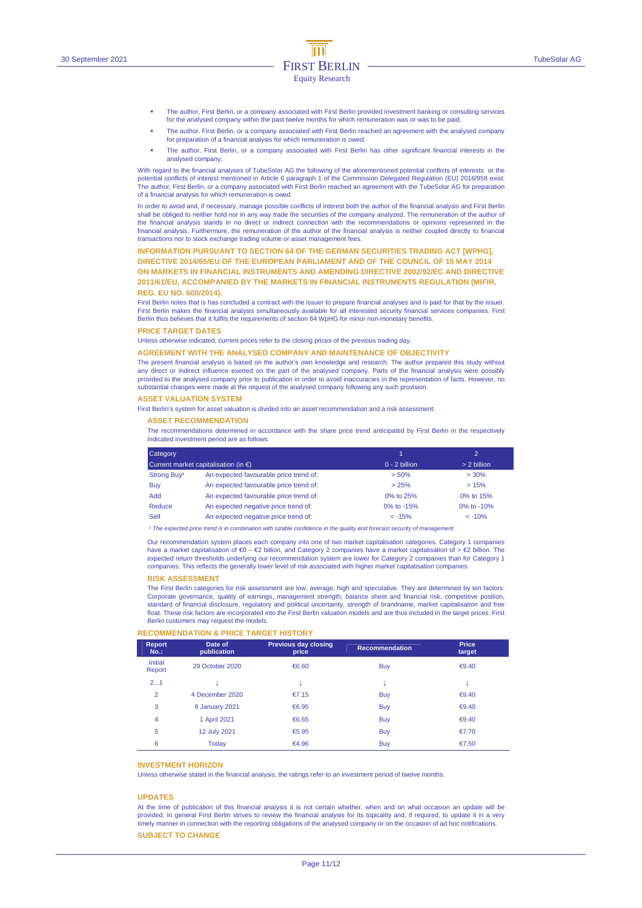- The author, First Berlin, or a company associated with First Berlin provided investment banking or consulting services for the analysed company within the past twelve months for which remuneration was or was to be paid;
- The author, First Berlin, or a company associated with First Berlin reached an agreement with the analysed company for preparation of a financial analysis for which remuneration is owed;
- The author, First Berlin, or a company associated with First Berlin has other significant financial interests in the analysed company;

With regard to the financial analyses of TubeSolar AG the following of the aforementioned potential conflicts of interests or the potential conflicts of interest mentioned in Article 6 paragraph 1 of the Commission Delegated Regulation (EU) 2016/958 exist: The author, First Berlin, or a company associated with First Berlin reached an agreement with the TubeSolar AG for preparation of a financial analysis for which remuneration is owed.

In order to avoid and, if necessary, manage possible conflicts of interest both the author of the financial analysis and First Berlin shall be obliged to neither hold nor in any way trade the securities of the company analyzed. The remuneration of the author of the financial analysis stands in no direct or indirect connection with the recommendations or opinions represented in the financial analysis. Furthermore, the remuneration of the author of the financial analysis is neither coupled directly to financial transactions nor to stock exchange trading volume or asset management fees.

## INFORMATION PURSUANT TO SECTION 64 OF THE GERMAN SECURITIES TRADING ACT [WPHG], DIRECTIVE 2014/65/EU OF THE EUROPEAN PARLIAMENT AND OF THE COUNCIL OF 15 MAY 2014 ON MARKETS IN FINANCIAL INSTRUMENTS AND AMENDING DIRECTIVE 2002/92/EC AND DIRECTIVE 2011/61/EU, ACCOMPANIED BY THE MARKETS IN FINANCIAL INSTRUMENTS REGULATION (MIFIR, REG. EU NO. 600/2014).

First Berlin notes that is has concluded a contract with the issuer to prepare financial analyses and is paid for that by the issuer. First Berlin makes the financial analysis simultaneously available for all interested security financial services companies. First Berlin thus believes that it fulfils the requirements of section 64 WpHG for minor non-monetary benefits.

## PRICE TARGET DATES

Unless otherwise indicated, current prices refer to the closing prices of the previous trading day.

## AGREEMENT WITH THE ANALYSED COMPANY AND MAINTENANCE OF OBJECTIVITY

The present financial analysis is based on the author's own knowledge and research. The author prepared this study without any direct or indirect influence exerted on the part of the analysed company. Parts of the financial analysis were possibly provided to the analysed company prior to publication in order to avoid inaccuracies in the representation of facts. However, no substantial changes were made at the request of the analysed company following any such provision.

## ASSET VALUATION SYSTEM

First Berlin's system for asset valuation is divided into an asset recommendation and a risk assessment.

### ASSET RECOMMENDATION

The recommendations determined in accordance with the share price trend anticipated by First Berlin in the respectively indicated investment period are as follows:

| Category | | 1 | 2 |
|---|---|---|---|
| Current market capitalisation (in €) | | 0 - 2 billion | > 2 billion |
| Strong Buy[1] | An expected favourable price trend of: | > 50% | > 30% |
| Buy | An expected favourable price trend of: | > 25% | > 15% |
| Add | An expected favourable price trend of: | 0% to 25% | 0% to 15% |
| Reduce | An expected negative price trend of: | 0% to -15% | 0% to -10% |
| Sell | An expected negative price trend of: | < -15% | < -10% |

*[1] The expected price trend is in combination with sizable confidence in the quality and forecast security of management.*

Our recommendation system places each company into one of two market capitalisation categories. Category 1 companies have a market capitalisation of €0 – €2 billion, and Category 2 companies have a market capitalisation of > €2 billion. The expected return thresholds underlying our recommendation system are lower for Category 2 companies than for Category 1 companies. This reflects the generally lower level of risk associated with higher market capitalisation companies.

### RISK ASSESSMENT

The First Berlin categories for risk assessment are low, average, high and speculative. They are determined by ten factors: Corporate governance, quality of earnings, management strength, balance sheet and financial risk, competitive position, standard of financial disclosure, regulatory and political uncertainty, strength of brandname, market capitalisation and free float. These risk factors are incorporated into the First Berlin valuation models and are thus included in the target prices. First Berlin customers may request the models.

## RECOMMENDATION & PRICE TARGET HISTORY

| Report No.: | Date of publication | Previous day closing price | Recommendation | Price target |
|---|---|---|---|---|
| Initial Report | 29 October 2020 | €6.60 | Buy | €9.40 |
| 2...1 | ↓ | ↓ | ↓ | ↓ |
| 2 | 4 December 2020 | €7.15 | Buy | €9.40 |
| 3 | 8 January 2021 | €6.95 | Buy | €9.40 |
| 4 | 1 April 2021 | €6.65 | Buy | €9.40 |
| 5 | 12 July 2021 | €5.95 | Buy | €7.70 |
| 6 | Today | €4.96 | Buy | €7.50 |

## INVESTMENT HORIZON

Unless otherwise stated in the financial analysis, the ratings refer to an investment period of twelve months.

## UPDATES

At the time of publication of this financial analysis it is not certain whether, when and on what occasion an update will be provided. In general First Berlin strives to review the financial analysis for its topicality and, if required, to update it in a very timely manner in connection with the reporting obligations of the analysed company or on the occasion of ad hoc notifications.

## SUBJECT TO CHANGE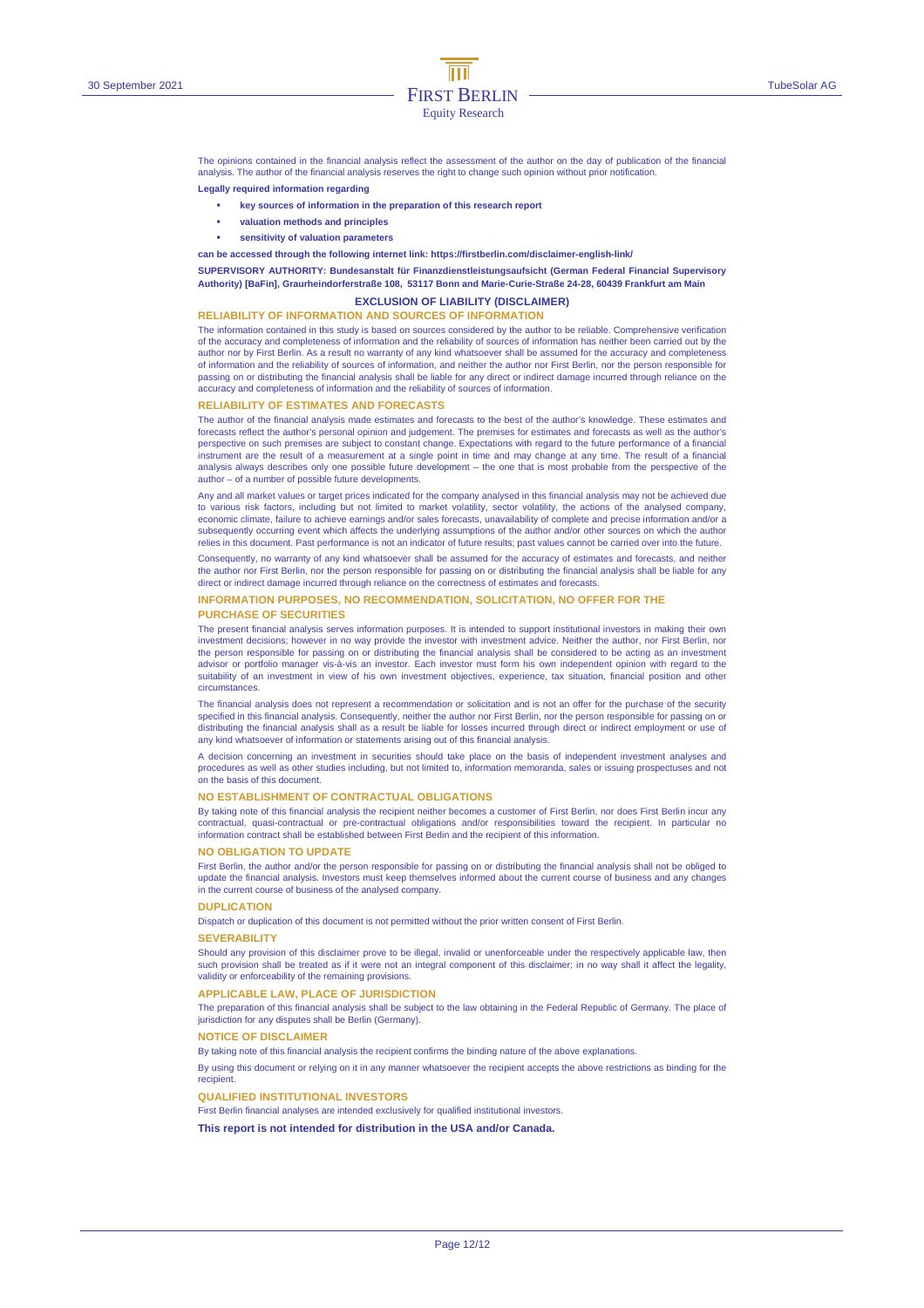The opinions contained in the financial analysis reflect the assessment of the author on the day of publication of the financial analysis. The author of the financial analysis reserves the right to change such opinion without prior notification.

**Legally required information regarding**

- **key sources of information in the preparation of this research report**
- **valuation methods and principles**
- **sensitivity of valuation parameters**

**can be accessed through the following internet link: https://firstberlin.com/disclaimer-english-link/**

**SUPERVISORY AUTHORITY: Bundesanstalt für Finanzdienstleistungsaufsicht (German Federal Financial Supervisory Authority) [BaFin], Graurheindorferstraße 108, 53117 Bonn and Marie-Curie-Straße 24-28, 60439 Frankfurt am Main**

## EXCLUSION OF LIABILITY (DISCLAIMER)

### RELIABILITY OF INFORMATION AND SOURCES OF INFORMATION

The information contained in this study is based on sources considered by the author to be reliable. Comprehensive verification of the accuracy and completeness of information and the reliability of sources of information has neither been carried out by the author nor by First Berlin. As a result no warranty of any kind whatsoever shall be assumed for the accuracy and completeness of information and the reliability of sources of information, and neither the author nor First Berlin, nor the person responsible for passing on or distributing the financial analysis shall be liable for any direct or indirect damage incurred through reliance on the accuracy and completeness of information and the reliability of sources of information.

### RELIABILITY OF ESTIMATES AND FORECASTS

The author of the financial analysis made estimates and forecasts to the best of the author's knowledge. These estimates and forecasts reflect the author's personal opinion and judgement. The premises for estimates and forecasts as well as the author's perspective on such premises are subject to constant change. Expectations with regard to the future performance of a financial instrument are the result of a measurement at a single point in time and may change at any time. The result of a financial analysis always describes only one possible future development – the one that is most probable from the perspective of the author – of a number of possible future developments.

Any and all market values or target prices indicated for the company analysed in this financial analysis may not be achieved due to various risk factors, including but not limited to market volatility, sector volatility, the actions of the analysed company, economic climate, failure to achieve earnings and/or sales forecasts, unavailability of complete and precise information and/or a subsequently occurring event which affects the underlying assumptions of the author and/or other sources on which the author relies in this document. Past performance is not an indicator of future results; past values cannot be carried over into the future.

Consequently, no warranty of any kind whatsoever shall be assumed for the accuracy of estimates and forecasts, and neither the author nor First Berlin, nor the person responsible for passing on or distributing the financial analysis shall be liable for any direct or indirect damage incurred through reliance on the correctness of estimates and forecasts.

### INFORMATION PURPOSES, NO RECOMMENDATION, SOLICITATION, NO OFFER FOR THE PURCHASE OF SECURITIES

The present financial analysis serves information purposes. It is intended to support institutional investors in making their own investment decisions; however in no way provide the investor with investment advice. Neither the author, nor First Berlin, nor the person responsible for passing on or distributing the financial analysis shall be considered to be acting as an investment advisor or portfolio manager vis-à-vis an investor. Each investor must form his own independent opinion with regard to the suitability of an investment in view of his own investment objectives, experience, tax situation, financial position and other circumstances.

The financial analysis does not represent a recommendation or solicitation and is not an offer for the purchase of the security specified in this financial analysis. Consequently, neither the author nor First Berlin, nor the person responsible for passing on or distributing the financial analysis shall as a result be liable for losses incurred through direct or indirect employment or use of any kind whatsoever of information or statements arising out of this financial analysis.

A decision concerning an investment in securities should take place on the basis of independent investment analyses and procedures as well as other studies including, but not limited to, information memoranda, sales or issuing prospectuses and not on the basis of this document.

### NO ESTABLISHMENT OF CONTRACTUAL OBLIGATIONS

By taking note of this financial analysis the recipient neither becomes a customer of First Berlin, nor does First Berlin incur any contractual, quasi-contractual or pre-contractual obligations and/or responsibilities toward the recipient. In particular no information contract shall be established between First Berlin and the recipient of this information.

### NO OBLIGATION TO UPDATE

First Berlin, the author and/or the person responsible for passing on or distributing the financial analysis shall not be obliged to update the financial analysis. Investors must keep themselves informed about the current course of business and any changes in the current course of business of the analysed company.

### DUPLICATION

Dispatch or duplication of this document is not permitted without the prior written consent of First Berlin.

### SEVERABILITY

Should any provision of this disclaimer prove to be illegal, invalid or unenforceable under the respectively applicable law, then such provision shall be treated as if it were not an integral component of this disclaimer; in no way shall it affect the legality, validity or enforceability of the remaining provisions.

### APPLICABLE LAW, PLACE OF JURISDICTION

The preparation of this financial analysis shall be subject to the law obtaining in the Federal Republic of Germany. The place of jurisdiction for any disputes shall be Berlin (Germany).

### NOTICE OF DISCLAIMER

By taking note of this financial analysis the recipient confirms the binding nature of the above explanations.

By using this document or relying on it in any manner whatsoever the recipient accepts the above restrictions as binding for the recipient.

### QUALIFIED INSTITUTIONAL INVESTORS

First Berlin financial analyses are intended exclusively for qualified institutional investors.

**This report is not intended for distribution in the USA and/or Canada.**